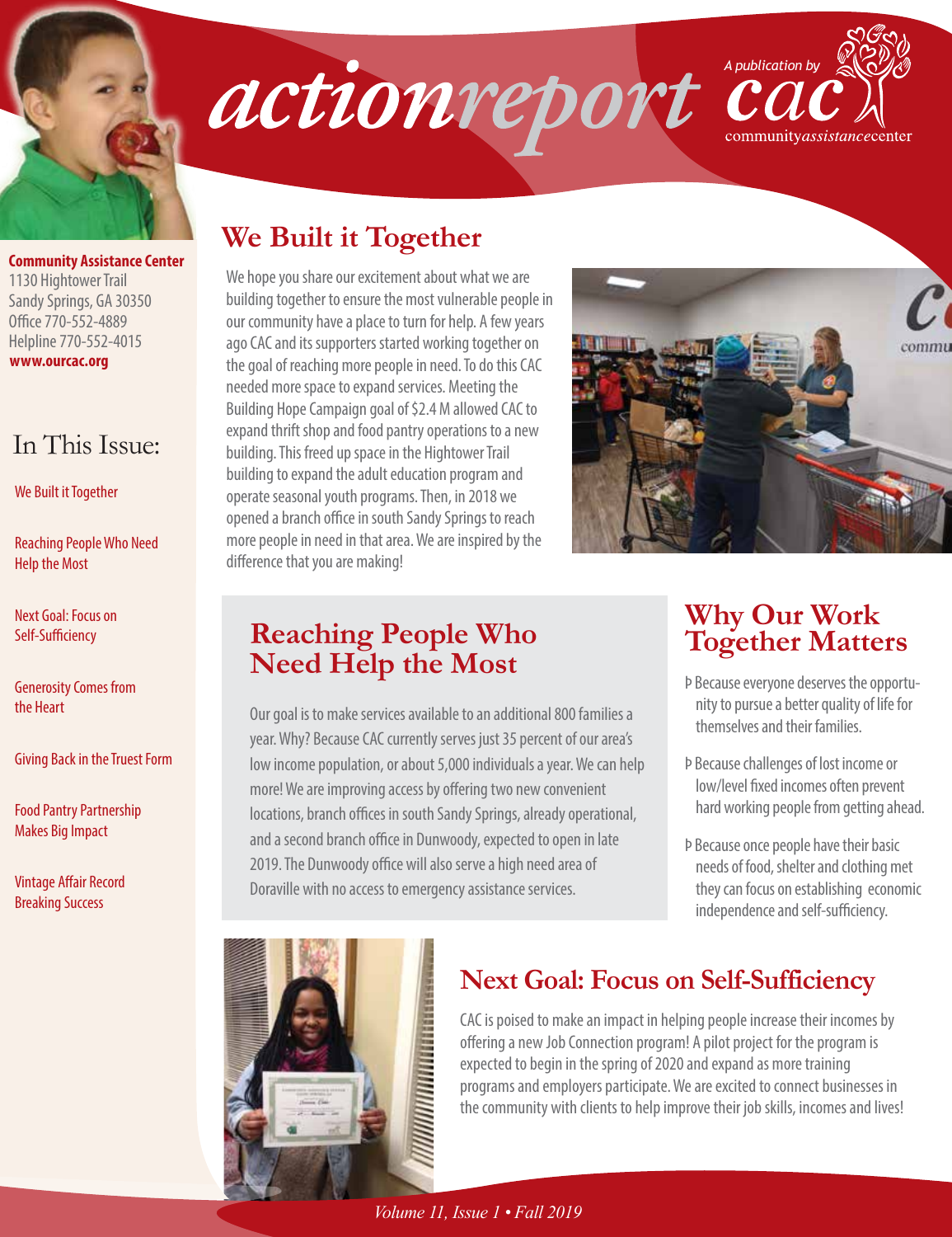# actionreport

A publication by cac communityassistancecenter

**Community Assistance Center**
1130 Hightower Trail
Sandy Springs, GA 30350
Office 770-552-4889
Helpline 770-552-4015
**www.ourcac.org**

## In This Issue:

- We Built it Together
- Reaching People Who Need Help the Most
- Next Goal: Focus on Self-Sufficiency
- Generosity Comes from the Heart
- Giving Back in the Truest Form
- Food Pantry Partnership Makes Big Impact
- Vintage Affair Record Breaking Success

## We Built it Together

We hope you share our excitement about what we are building together to ensure the most vulnerable people in our community have a place to turn for help. A few years ago CAC and its supporters started working together on the goal of reaching more people in need. To do this CAC needed more space to expand services. Meeting the Building Hope Campaign goal of $2.4 M allowed CAC to expand thrift shop and food pantry operations to a new building. This freed up space in the Hightower Trail building to expand the adult education program and operate seasonal youth programs. Then, in 2018 we opened a branch office in south Sandy Springs to reach more people in need in that area. We are inspired by the difference that you are making!

## Reaching People Who Need Help the Most

Our goal is to make services available to an additional 800 families a year. Why? Because CAC currently serves just 35 percent of our area's low income population, or about 5,000 individuals a year. We can help more! We are improving access by offering two new convenient locations, branch offices in south Sandy Springs, already operational, and a second branch office in Dunwoody, expected to open in late 2019. The Dunwoody office will also serve a high need area of Doraville with no access to emergency assistance services.

## Why Our Work Together Matters

- Because everyone deserves the opportunity to pursue a better quality of life for themselves and their families.
- Because challenges of lost income or low/level fixed incomes often prevent hard working people from getting ahead.
- Because once people have their basic needs of food, shelter and clothing met they can focus on establishing economic independence and self-sufficiency.

## Next Goal: Focus on Self-Sufficiency

CAC is poised to make an impact in helping people increase their incomes by offering a new Job Connection program! A pilot project for the program is expected to begin in the spring of 2020 and expand as more training programs and employers participate. We are excited to connect businesses in the community with clients to help improve their job skills, incomes and lives!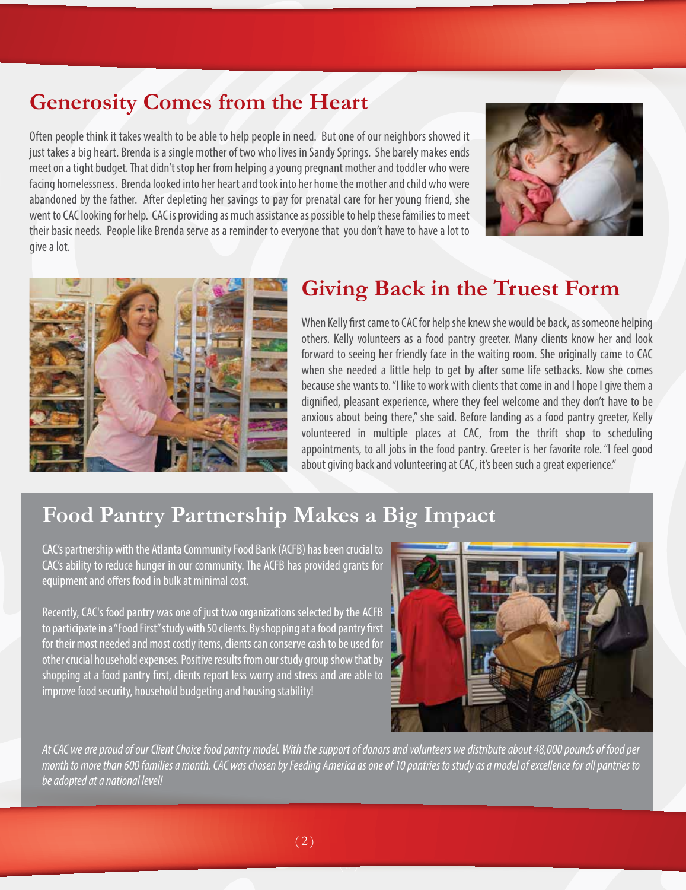## Generosity Comes from the Heart

Often people think it takes wealth to be able to help people in need. But one of our neighbors showed it just takes a big heart. Brenda is a single mother of two who lives in Sandy Springs. She barely makes ends meet on a tight budget. That didn't stop her from helping a young pregnant mother and toddler who were facing homelessness. Brenda looked into her heart and took into her home the mother and child who were abandoned by the father. After depleting her savings to pay for prenatal care for her young friend, she went to CAC looking for help. CAC is providing as much assistance as possible to help these families to meet their basic needs. People like Brenda serve as a reminder to everyone that you don't have to have a lot to give a lot.

## Giving Back in the Truest Form

When Kelly first came to CAC for help she knew she would be back, as someone helping others. Kelly volunteers as a food pantry greeter. Many clients know her and look forward to seeing her friendly face in the waiting room. She originally came to CAC when she needed a little help to get by after some life setbacks. Now she comes because she wants to. "I like to work with clients that come in and I hope I give them a dignified, pleasant experience, where they feel welcome and they don't have to be anxious about being there," she said. Before landing as a food pantry greeter, Kelly volunteered in multiple places at CAC, from the thrift shop to scheduling appointments, to all jobs in the food pantry. Greeter is her favorite role. "I feel good about giving back and volunteering at CAC, it's been such a great experience."

## Food Pantry Partnership Makes a Big Impact

CAC's partnership with the Atlanta Community Food Bank (ACFB) has been crucial to CAC's ability to reduce hunger in our community. The ACFB has provided grants for equipment and offers food in bulk at minimal cost.

Recently, CAC's food pantry was one of just two organizations selected by the ACFB to participate in a "Food First" study with 50 clients. By shopping at a food pantry first for their most needed and most costly items, clients can conserve cash to be used for other crucial household expenses. Positive results from our study group show that by shopping at a food pantry first, clients report less worry and stress and are able to improve food security, household budgeting and housing stability!

*At CAC we are proud of our Client Choice food pantry model. With the support of donors and volunteers we distribute about 48,000 pounds of food per month to more than 600 families a month. CAC was chosen by Feeding America as one of 10 pantries to study as a model of excellence for all pantries to be adopted at a national level!*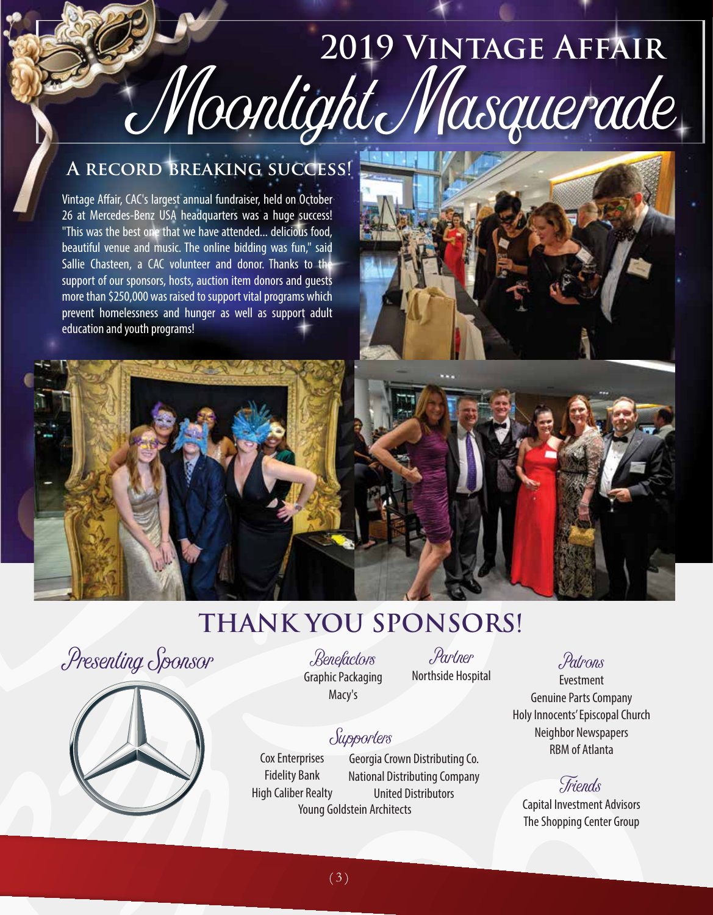# 2019 Vintage Affair

# Moonlight Masquerade

## A record breaking success!

Vintage Affair, CAC's largest annual fundraiser, held on October 26 at Mercedes-Benz USA headquarters was a huge success! "This was the best one that we have attended... delicious food, beautiful venue and music. The online bidding was fun," said Sallie Chasteen, a CAC volunteer and donor. Thanks to the support of our sponsors, hosts, auction item donors and guests more than $250,000 was raised to support vital programs which prevent homelessness and hunger as well as support adult education and youth programs!

## THANK YOU SPONSORS!

### Presenting Sponsor

### Benefactors

Graphic Packaging
Macy's

### Partner

Northside Hospital

### Supporters

Cox Enterprises
Fidelity Bank
High Caliber Realty
Georgia Crown Distributing Co.
National Distributing Company
United Distributors
Young Goldstein Architects

### Patrons

Evestment
Genuine Parts Company
Holy Innocents' Episcopal Church
Neighbor Newspapers
RBM of Atlanta

### Friends

Capital Investment Advisors
The Shopping Center Group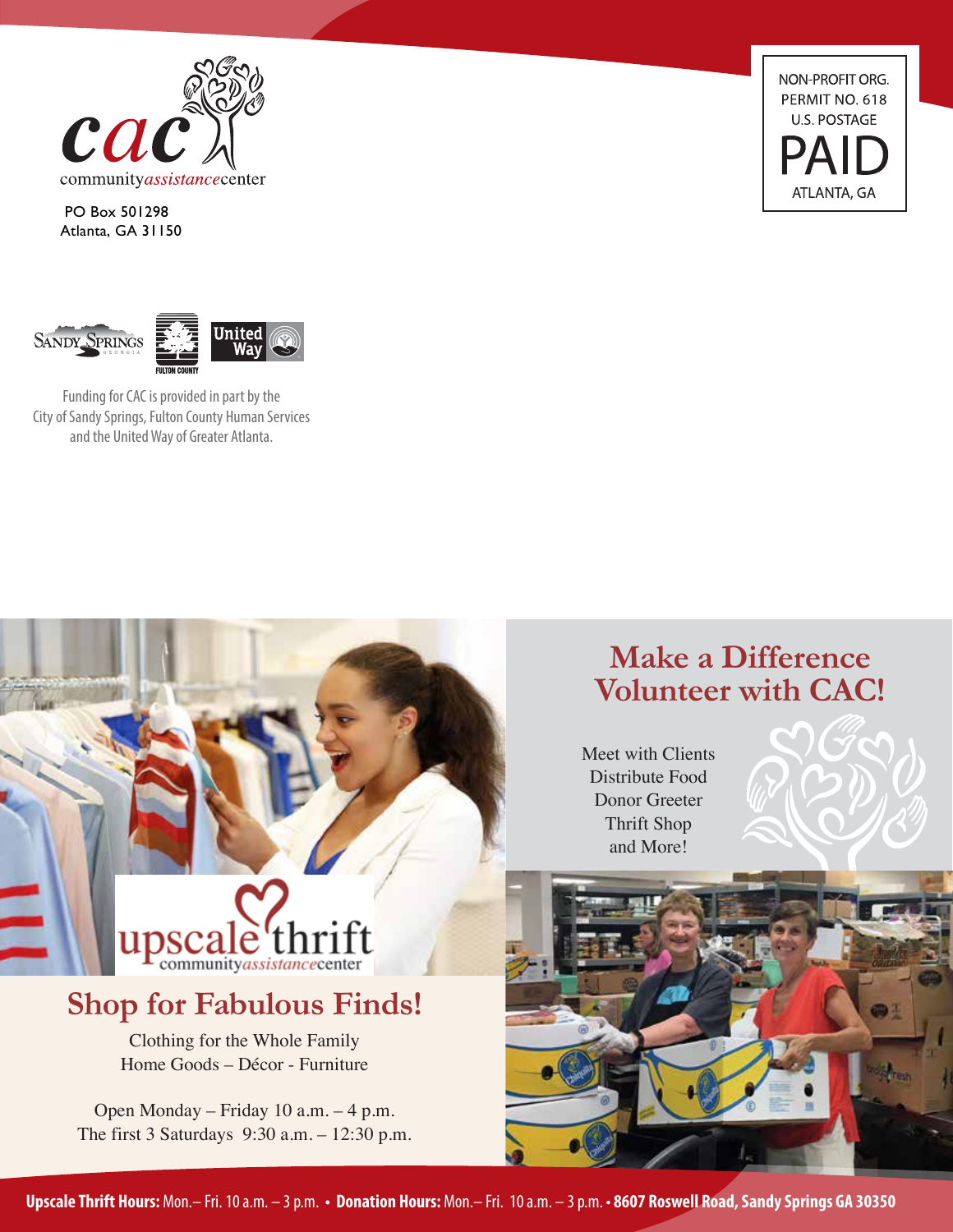cac
community*assistance*center

PO Box 501298
Atlanta, GA 31150

NON-PROFIT ORG.
PERMIT NO. 618
U.S. POSTAGE
PAID
ATLANTA, GA

Funding for CAC is provided in part by the City of Sandy Springs, Fulton County Human Services and the United Way of Greater Atlanta.

upscale thrift
community*assistance*center

## Shop for Fabulous Finds!

Clothing for the Whole Family
Home Goods – Décor - Furniture

Open Monday – Friday 10 a.m. – 4 p.m.
The first 3 Saturdays 9:30 a.m. – 12:30 p.m.

## Make a Difference Volunteer with CAC!

Meet with Clients
Distribute Food
Donor Greeter
Thrift Shop
and More!

**Upscale Thrift Hours:** Mon.– Fri. 10 a.m. – 3 p.m. • **Donation Hours:** Mon.– Fri. 10 a.m. – 3 p.m. • **8607 Roswell Road, Sandy Springs GA 30350**